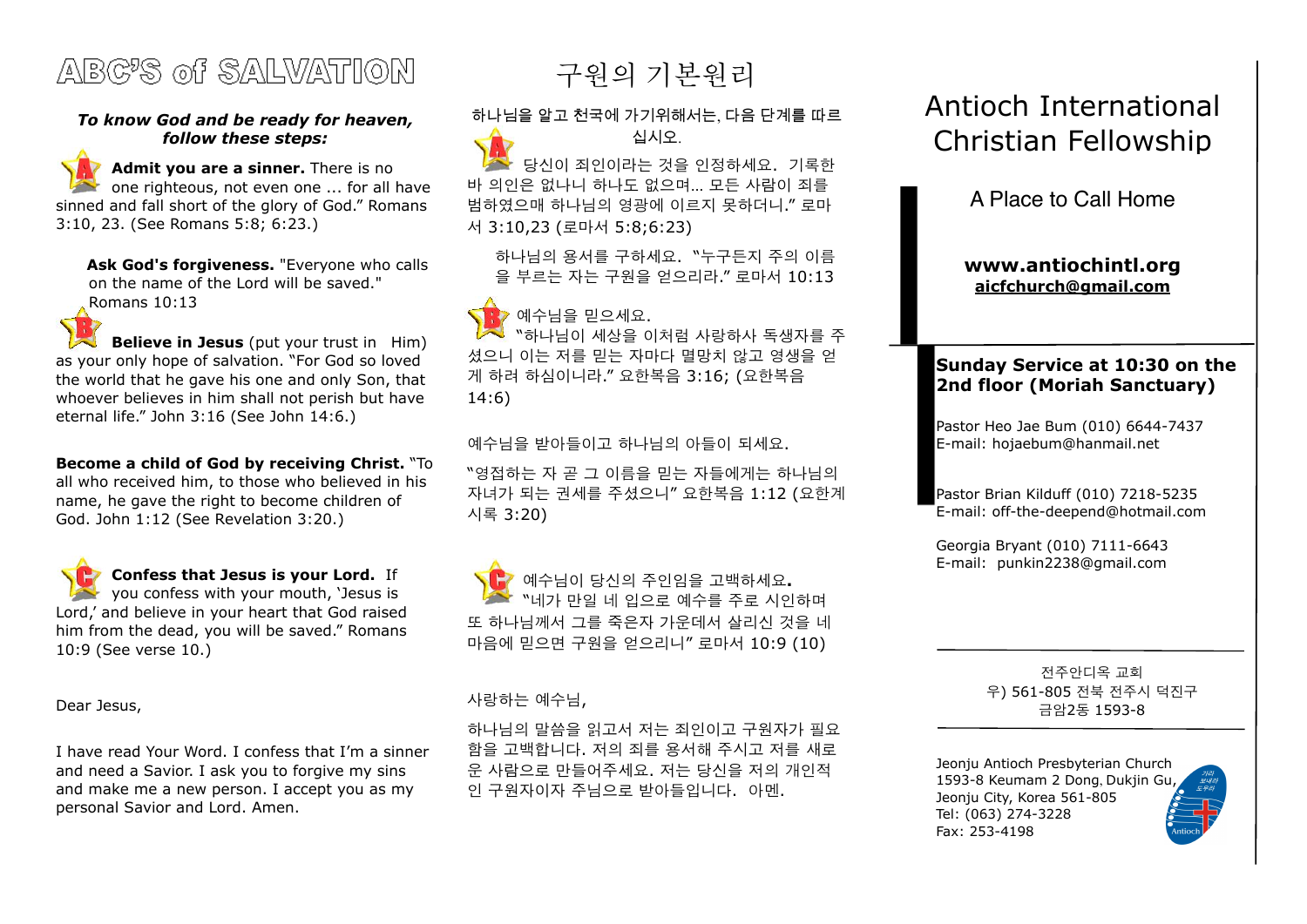# ABC'S of SALVATION

***To know God and be ready for heaven, follow these steps:***

**Admit you are a sinner.** There is no one righteous, not even one ... for all have sinned and fall short of the glory of God." Romans 3:10, 23. (See Romans 5:8; 6:23.)

**Ask God's forgiveness.** "Everyone who calls on the name of the Lord will be saved." Romans 10:13

**Believe in Jesus** (put your trust in Him) as your only hope of salvation. "For God so loved the world that he gave his one and only Son, that whoever believes in him shall not perish but have eternal life." John 3:16 (See John 14:6.)

**Become a child of God by receiving Christ.** "To all who received him, to those who believed in his name, he gave the right to become children of God. John 1:12 (See Revelation 3:20.)

**Confess that Jesus is your Lord.** If you confess with your mouth, 'Jesus is Lord,' and believe in your heart that God raised him from the dead, you will be saved." Romans 10:9 (See verse 10.)

Dear Jesus,

I have read Your Word. I confess that I'm a sinner and need a Savior. I ask you to forgive my sins and make me a new person. I accept you as my personal Savior and Lord. Amen.

# 구원의 기본원리

하나님을 알고 천국에 가기위해서는, 다음 단계를 따르십시오.

당신이 죄인이라는 것을 인정하세요. 기록한바 의인은 없나니 하나도 없으며… 모든 사람이 죄를 범하였으매 하나님의 영광에 이르지 못하더니." 로마서 3:10,23 (로마서 5:8;6:23)

하나님의 용서를 구하세요. "누구든지 주의 이름을 부르는 자는 구원을 얻으리라." 로마서 10:13

예수님을 믿으세요.
"하나님이 세상을 이처럼 사랑하사 독생자를 주셨으니 이는 저를 믿는 자마다 멸망치 않고 영생을 얻게 하려 하심이니라." 요한복음 3:16; (요한복음 14:6)

예수님을 받아들이고 하나님의 아들이 되세요.

"영접하는 자 곧 그 이름을 믿는 자들에게는 하나님의 자녀가 되는 권세를 주셨으니" 요한복음 1:12 (요한계시록 3:20)

예수님이 당신의 주인임을 고백하세요.
"네가 만일 네 입으로 예수를 주로 시인하며 또 하나님께서 그를 죽은자 가운데서 살리신 것을 네 마음에 믿으면 구원을 얻으리니" 로마서 10:9 (10)

사랑하는 예수님,

하나님의 말씀을 읽고서 저는 죄인이고 구원자가 필요함을 고백합니다. 저의 죄를 용서해 주시고 저를 새로운 사람으로 만들어주세요. 저는 당신을 저의 개인적인 구원자이자 주님으로 받아들입니다. 아멘.

# Antioch International Christian Fellowship

A Place to Call Home

**www.antiochintl.org**
**aicfchurch@gmail.com**

**Sunday Service at 10:30 on the 2nd floor (Moriah Sanctuary)**

Pastor Heo Jae Bum (010) 6644-7437
E-mail: hojaebum@hanmail.net

Pastor Brian Kilduff (010) 7218-5235
E-mail: off-the-deepend@hotmail.com

Georgia Bryant (010) 7111-6643
E-mail: punkin2238@gmail.com

---

전주안디옥 교회
우) 561-805 전북 전주시 덕진구
금암2동 1593-8

---

Jeonju Antioch Presbyterian Church
1593-8 Keumam 2 Dong, Dukjin Gu,
Jeonju City, Korea 561-805
Tel: (063) 274-3228
Fax: 253-4198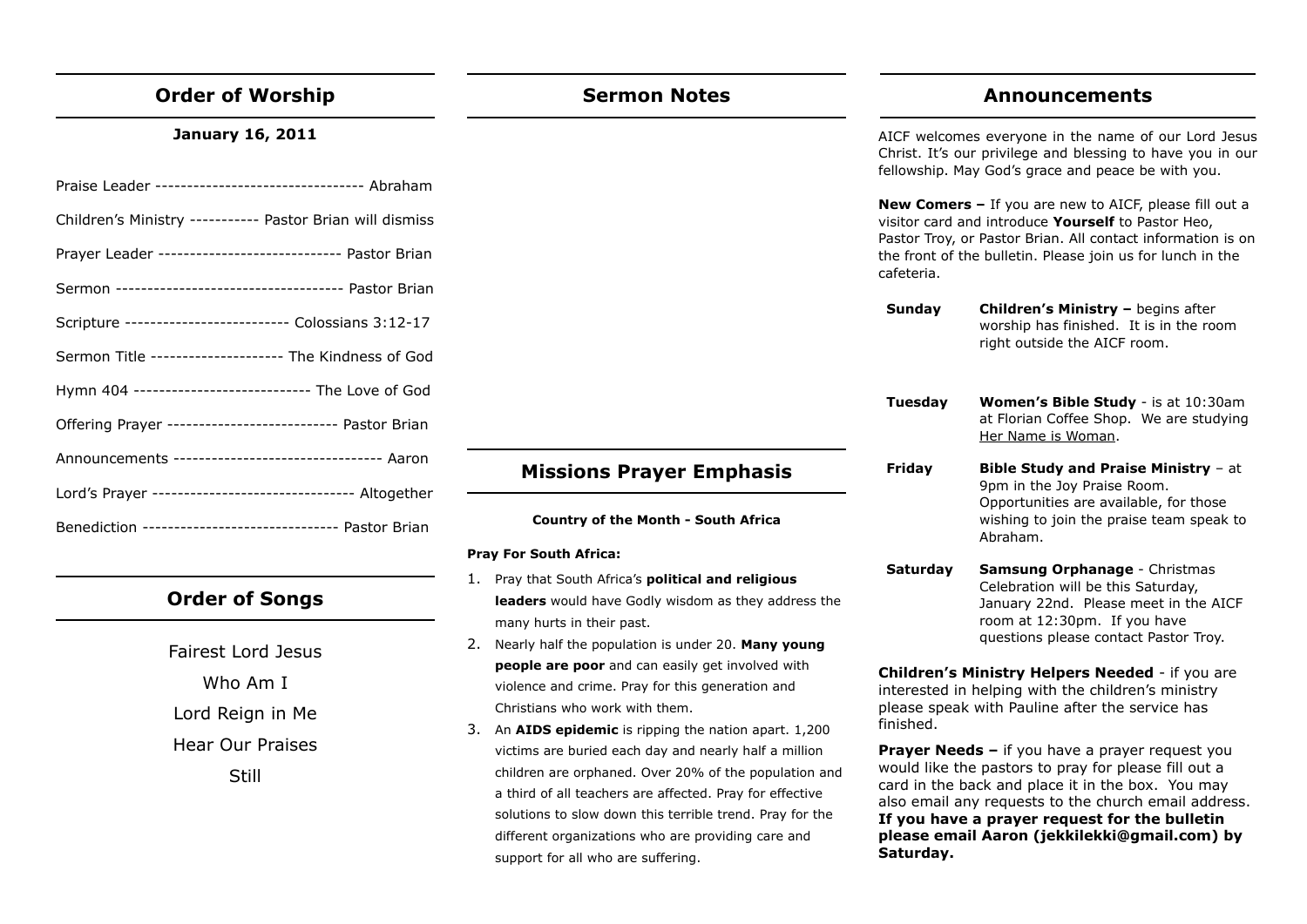## Order of Worship

**January 16, 2011**

Praise Leader --------------------------------- Abraham

Children's Ministry ----------- Pastor Brian will dismiss

Prayer Leader ----------------------------- Pastor Brian

Sermon ------------------------------------ Pastor Brian

Scripture -------------------------- Colossians 3:12-17

Sermon Title --------------------- The Kindness of God

Hymn 404 ---------------------------- The Love of God

Offering Prayer --------------------------- Pastor Brian

Announcements --------------------------------- Aaron

Lord's Prayer -------------------------------- Altogether

Benediction ------------------------------- Pastor Brian

## Order of Songs

Fairest Lord Jesus

Who Am I

Lord Reign in Me

Hear Our Praises

Still

## Sermon Notes

## Missions Prayer Emphasis

**Country of the Month - South Africa**

**Pray For South Africa:**

1. Pray that South Africa's **political and religious leaders** would have Godly wisdom as they address the many hurts in their past.
2. Nearly half the population is under 20. **Many young people are poor** and can easily get involved with violence and crime. Pray for this generation and Christians who work with them.
3. An **AIDS epidemic** is ripping the nation apart. 1,200 victims are buried each day and nearly half a million children are orphaned. Over 20% of the population and a third of all teachers are affected. Pray for effective solutions to slow down this terrible trend. Pray for the different organizations who are providing care and support for all who are suffering.

## Announcements

AICF welcomes everyone in the name of our Lord Jesus Christ. It's our privilege and blessing to have you in our fellowship. May God's grace and peace be with you.

**New Comers –** If you are new to AICF, please fill out a visitor card and introduce **Yourself** to Pastor Heo, Pastor Troy, or Pastor Brian. All contact information is on the front of the bulletin. Please join us for lunch in the cafeteria.

**Sunday** — **Children's Ministry –** begins after worship has finished. It is in the room right outside the AICF room.

**Tuesday** — **Women's Bible Study** - is at 10:30am at Florian Coffee Shop. We are studying Her Name is Woman.

**Friday** — **Bible Study and Praise Ministry** – at 9pm in the Joy Praise Room. Opportunities are available, for those wishing to join the praise team speak to Abraham.

**Saturday** — **Samsung Orphanage** - Christmas Celebration will be this Saturday, January 22nd. Please meet in the AICF room at 12:30pm. If you have questions please contact Pastor Troy.

**Children's Ministry Helpers Needed** - if you are interested in helping with the children's ministry please speak with Pauline after the service has finished.

**Prayer Needs –** if you have a prayer request you would like the pastors to pray for please fill out a card in the back and place it in the box. You may also email any requests to the church email address. **If you have a prayer request for the bulletin please email Aaron (jekkilekki@gmail.com) by Saturday.**